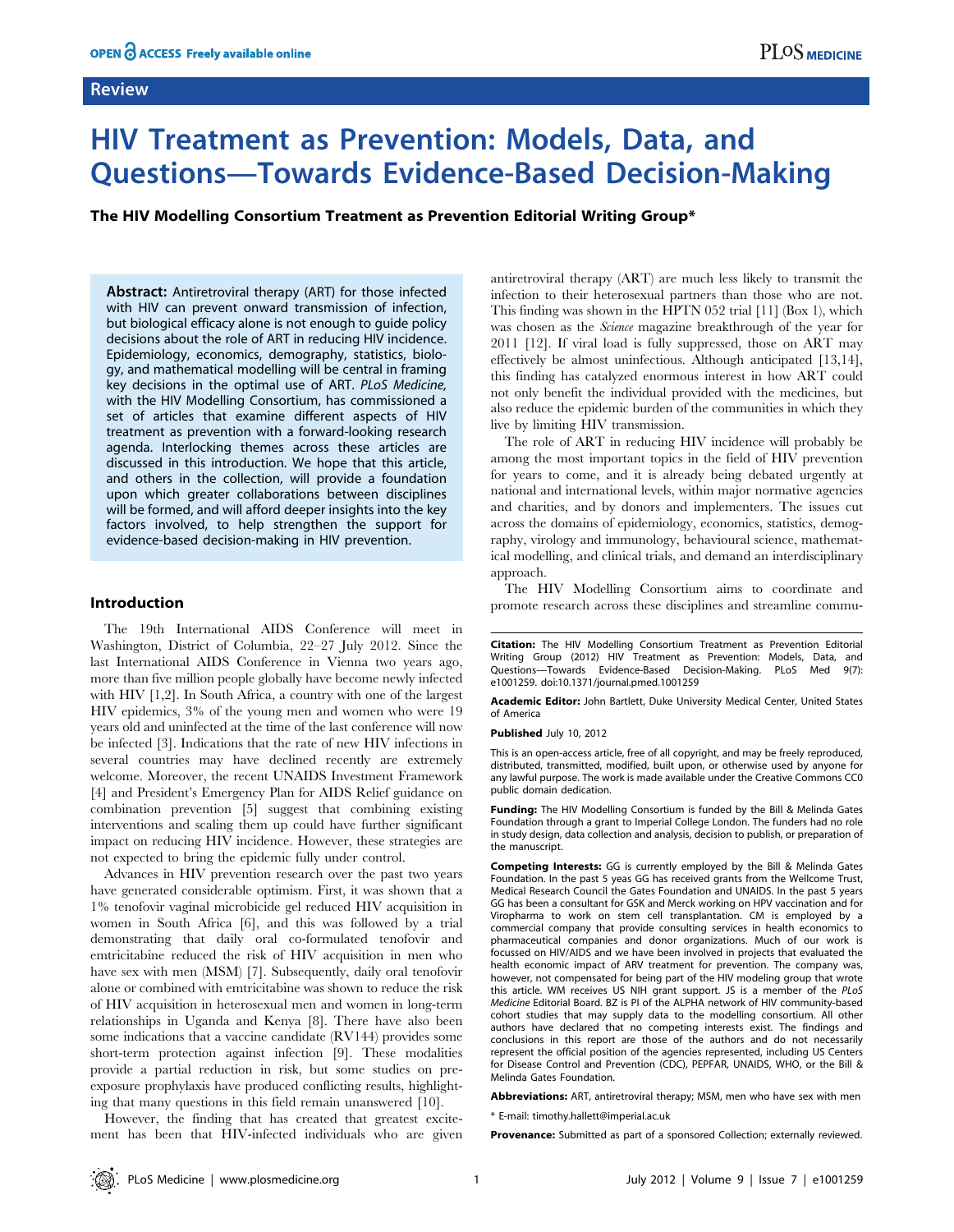Review

# HIV Treatment as Prevention: Models, Data, and Questions—Towards Evidence-Based Decision-Making

**The HIV Modelling Consortium Treatment as Prevention Editorial Writing Group***

**Abstract:** Antiretroviral therapy (ART) for those infected with HIV can prevent onward transmission of infection, but biological efficacy alone is not enough to guide policy decisions about the role of ART in reducing HIV incidence. Epidemiology, economics, demography, statistics, biology, and mathematical modelling will be central in framing key decisions in the optimal use of ART. *PLoS Medicine,* with the HIV Modelling Consortium, has commissioned a set of articles that examine different aspects of HIV treatment as prevention with a forward-looking research agenda. Interlocking themes across these articles are discussed in this introduction. We hope that this article, and others in the collection, will provide a foundation upon which greater collaborations between disciplines will be formed, and will afford deeper insights into the key factors involved, to help strengthen the support for evidence-based decision-making in HIV prevention.

## Introduction

The 19th International AIDS Conference will meet in Washington, District of Columbia, 22–27 July 2012. Since the last International AIDS Conference in Vienna two years ago, more than five million people globally have become newly infected with HIV [1,2]. In South Africa, a country with one of the largest HIV epidemics, 3% of the young men and women who were 19 years old and uninfected at the time of the last conference will now be infected [3]. Indications that the rate of new HIV infections in several countries may have declined recently are extremely welcome. Moreover, the recent UNAIDS Investment Framework [4] and President's Emergency Plan for AIDS Relief guidance on combination prevention [5] suggest that combining existing interventions and scaling them up could have further significant impact on reducing HIV incidence. However, these strategies are not expected to bring the epidemic fully under control.

Advances in HIV prevention research over the past two years have generated considerable optimism. First, it was shown that a 1% tenofovir vaginal microbicide gel reduced HIV acquisition in women in South Africa [6], and this was followed by a trial demonstrating that daily oral co-formulated tenofovir and emtricitabine reduced the risk of HIV acquisition in men who have sex with men (MSM) [7]. Subsequently, daily oral tenofovir alone or combined with emtricitabine was shown to reduce the risk of HIV acquisition in heterosexual men and women in long-term relationships in Uganda and Kenya [8]. There have also been some indications that a vaccine candidate (RV144) provides some short-term protection against infection [9]. These modalities provide a partial reduction in risk, but some studies on pre-exposure prophylaxis have produced conflicting results, highlighting that many questions in this field remain unanswered [10].

However, the finding that has created that greatest excitement has been that HIV-infected individuals who are given antiretroviral therapy (ART) are much less likely to transmit the infection to their heterosexual partners than those who are not. This finding was shown in the HPTN 052 trial [11] (Box 1), which was chosen as the *Science* magazine breakthrough of the year for 2011 [12]. If viral load is fully suppressed, those on ART may effectively be almost uninfectious. Although anticipated [13,14], this finding has catalyzed enormous interest in how ART could not only benefit the individual provided with the medicines, but also reduce the epidemic burden of the communities in which they live by limiting HIV transmission.

The role of ART in reducing HIV incidence will probably be among the most important topics in the field of HIV prevention for years to come, and it is already being debated urgently at national and international levels, within major normative agencies and charities, and by donors and implementers. The issues cut across the domains of epidemiology, economics, statistics, demography, virology and immunology, behavioural science, mathematical modelling, and clinical trials, and demand an interdisciplinary approach.

The HIV Modelling Consortium aims to coordinate and promote research across these disciplines and streamline commu-

**Citation:** The HIV Modelling Consortium Treatment as Prevention Editorial Writing Group (2012) HIV Treatment as Prevention: Models, Data, and Questions—Towards Evidence-Based Decision-Making. PLoS Med 9(7): e1001259. doi:10.1371/journal.pmed.1001259

**Academic Editor:** John Bartlett, Duke University Medical Center, United States of America

**Published** July 10, 2012

This is an open-access article, free of all copyright, and may be freely reproduced, distributed, transmitted, modified, built upon, or otherwise used by anyone for any lawful purpose. The work is made available under the Creative Commons CC0 public domain dedication.

**Funding:** The HIV Modelling Consortium is funded by the Bill & Melinda Gates Foundation through a grant to Imperial College London. The funders had no role in study design, data collection and analysis, decision to publish, or preparation of the manuscript.

**Competing Interests:** GG is currently employed by the Bill & Melinda Gates Foundation. In the past 5 yeas GG has received grants from the Wellcome Trust, Medical Research Council the Gates Foundation and UNAIDS. In the past 5 years GG has been a consultant for GSK and Merck working on HPV vaccination and for Viropharma to work on stem cell transplantation. CM is employed by a commercial company that provide consulting services in health economics to pharmaceutical companies and donor organizations. Much of our work is focussed on HIV/AIDS and we have been involved in projects that evaluated the health economic impact of ARV treatment for prevention. The company was, however, not compensated for being part of the HIV modeling group that wrote this article. WM receives US NIH grant support. JS is a member of the *PLoS Medicine* Editorial Board. BZ is PI of the ALPHA network of HIV community-based cohort studies that may supply data to the modelling consortium. All other authors have declared that no competing interests exist. The findings and conclusions in this report are those of the authors and do not necessarily represent the official position of the agencies represented, including US Centers for Disease Control and Prevention (CDC), PEPFAR, UNAIDS, WHO, or the Bill & Melinda Gates Foundation.

**Abbreviations:** ART, antiretroviral therapy; MSM, men who have sex with men

* E-mail: timothy.hallett@imperial.ac.uk

**Provenance:** Submitted as part of a sponsored Collection; externally reviewed.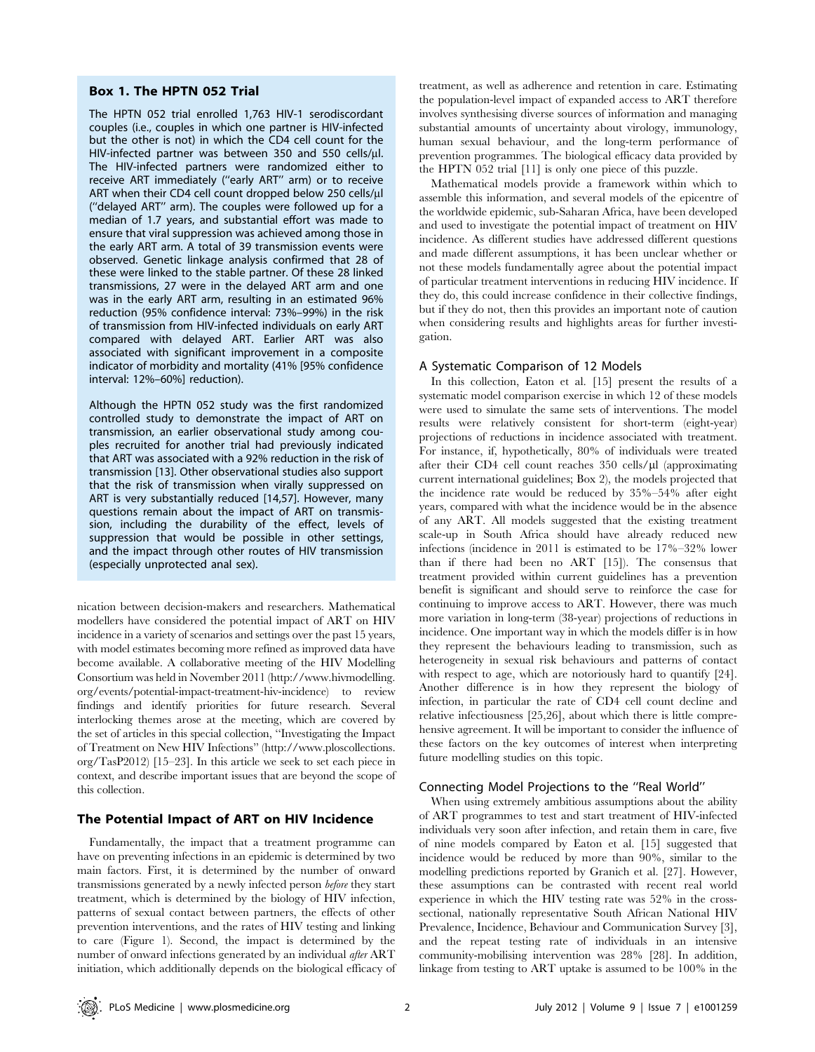## Box 1. The HPTN 052 Trial

The HPTN 052 trial enrolled 1,763 HIV-1 serodiscordant couples (i.e., couples in which one partner is HIV-infected but the other is not) in which the CD4 cell count for the HIV-infected partner was between 350 and 550 cells/µl. The HIV-infected partners were randomized either to receive ART immediately ("early ART" arm) or to receive ART when their CD4 cell count dropped below 250 cells/µl ("delayed ART" arm). The couples were followed up for a median of 1.7 years, and substantial effort was made to ensure that viral suppression was achieved among those in the early ART arm. A total of 39 transmission events were observed. Genetic linkage analysis confirmed that 28 of these were linked to the stable partner. Of these 28 linked transmissions, 27 were in the delayed ART arm and one was in the early ART arm, resulting in an estimated 96% reduction (95% confidence interval: 73%–99%) in the risk of transmission from HIV-infected individuals on early ART compared with delayed ART. Earlier ART was also associated with significant improvement in a composite indicator of morbidity and mortality (41% [95% confidence interval: 12%–60%] reduction).

Although the HPTN 052 study was the first randomized controlled study to demonstrate the impact of ART on transmission, an earlier observational study among couples recruited for another trial had previously indicated that ART was associated with a 92% reduction in the risk of transmission [13]. Other observational studies also support that the risk of transmission when virally suppressed on ART is very substantially reduced [14,57]. However, many questions remain about the impact of ART on transmission, including the durability of the effect, levels of suppression that would be possible in other settings, and the impact through other routes of HIV transmission (especially unprotected anal sex).

nication between decision-makers and researchers. Mathematical modellers have considered the potential impact of ART on HIV incidence in a variety of scenarios and settings over the past 15 years, with model estimates becoming more refined as improved data have become available. A collaborative meeting of the HIV Modelling Consortium was held in November 2011 (http://www.hivmodelling.org/events/potential-impact-treatment-hiv-incidence) to review findings and identify priorities for future research. Several interlocking themes arose at the meeting, which are covered by the set of articles in this special collection, "Investigating the Impact of Treatment on New HIV Infections" (http://www.ploscollections.org/TasP2012) [15–23]. In this article we seek to set each piece in context, and describe important issues that are beyond the scope of this collection.

## The Potential Impact of ART on HIV Incidence

Fundamentally, the impact that a treatment programme can have on preventing infections in an epidemic is determined by two main factors. First, it is determined by the number of onward transmissions generated by a newly infected person *before* they start treatment, which is determined by the biology of HIV infection, patterns of sexual contact between partners, the effects of other prevention interventions, and the rates of HIV testing and linking to care (Figure 1). Second, the impact is determined by the number of onward infections generated by an individual *after* ART initiation, which additionally depends on the biological efficacy of treatment, as well as adherence and retention in care. Estimating the population-level impact of expanded access to ART therefore involves synthesising diverse sources of information and managing substantial amounts of uncertainty about virology, immunology, human sexual behaviour, and the long-term performance of prevention programmes. The biological efficacy data provided by the HPTN 052 trial [11] is only one piece of this puzzle.

Mathematical models provide a framework within which to assemble this information, and several models of the epicentre of the worldwide epidemic, sub-Saharan Africa, have been developed and used to investigate the potential impact of treatment on HIV incidence. As different studies have addressed different questions and made different assumptions, it has been unclear whether or not these models fundamentally agree about the potential impact of particular treatment interventions in reducing HIV incidence. If they do, this could increase confidence in their collective findings, but if they do not, then this provides an important note of caution when considering results and highlights areas for further investigation.

### A Systematic Comparison of 12 Models

In this collection, Eaton et al. [15] present the results of a systematic model comparison exercise in which 12 of these models were used to simulate the same sets of interventions. The model results were relatively consistent for short-term (eight-year) projections of reductions in incidence associated with treatment. For instance, if, hypothetically, 80% of individuals were treated after their CD4 cell count reaches 350 cells/µl (approximating current international guidelines; Box 2), the models projected that the incidence rate would be reduced by 35%–54% after eight years, compared with what the incidence would be in the absence of any ART. All models suggested that the existing treatment scale-up in South Africa should have already reduced new infections (incidence in 2011 is estimated to be 17%–32% lower than if there had been no ART [15]). The consensus that treatment provided within current guidelines has a prevention benefit is significant and should serve to reinforce the case for continuing to improve access to ART. However, there was much more variation in long-term (38-year) projections of reductions in incidence. One important way in which the models differ is in how they represent the behaviours leading to transmission, such as heterogeneity in sexual risk behaviours and patterns of contact with respect to age, which are notoriously hard to quantify [24]. Another difference is in how they represent the biology of infection, in particular the rate of CD4 cell count decline and relative infectiousness [25,26], about which there is little comprehensive agreement. It will be important to consider the influence of these factors on the key outcomes of interest when interpreting future modelling studies on this topic.

### Connecting Model Projections to the "Real World"

When using extremely ambitious assumptions about the ability of ART programmes to test and start treatment of HIV-infected individuals very soon after infection, and retain them in care, five of nine models compared by Eaton et al. [15] suggested that incidence would be reduced by more than 90%, similar to the modelling predictions reported by Granich et al. [27]. However, these assumptions can be contrasted with recent real world experience in which the HIV testing rate was 52% in the cross-sectional, nationally representative South African National HIV Prevalence, Incidence, Behaviour and Communication Survey [3], and the repeat testing rate of individuals in an intensive community-mobilising intervention was 28% [28]. In addition, linkage from testing to ART uptake is assumed to be 100% in the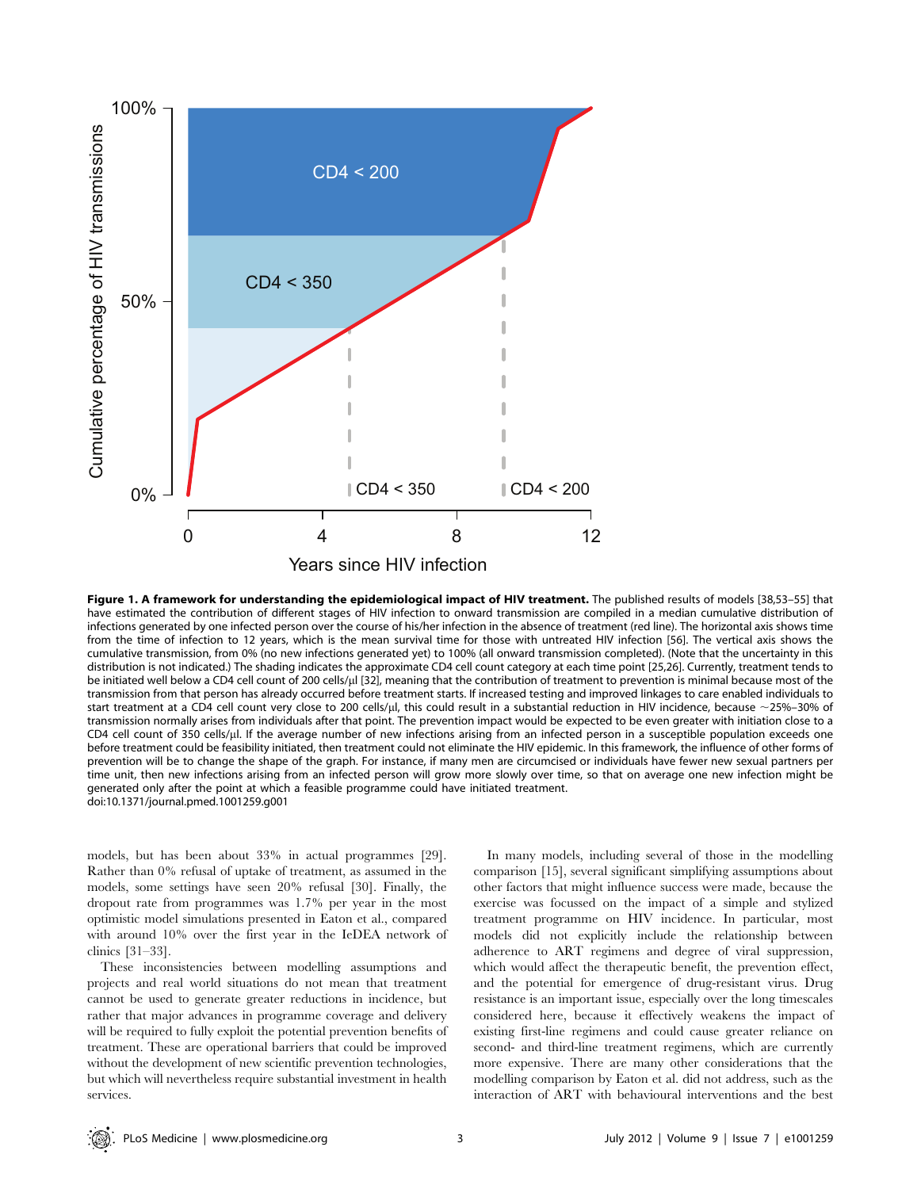**Figure 1. A framework for understanding the epidemiological impact of HIV treatment.** The published results of models [38,53–55] that have estimated the contribution of different stages of HIV infection to onward transmission are compiled in a median cumulative distribution of infections generated by one infected person over the course of his/her infection in the absence of treatment (red line). The horizontal axis shows time from the time of infection to 12 years, which is the mean survival time for those with untreated HIV infection [56]. The vertical axis shows the cumulative transmission, from 0% (no new infections generated yet) to 100% (all onward transmission completed). (Note that the uncertainty in this distribution is not indicated.) The shading indicates the approximate CD4 cell count category at each time point [25,26]. Currently, treatment tends to be initiated well below a CD4 cell count of 200 cells/µl [32], meaning that the contribution of treatment to prevention is minimal because most of the transmission from that person has already occurred before treatment starts. If increased testing and improved linkages to care enabled individuals to start treatment at a CD4 cell count very close to 200 cells/µl, this could result in a substantial reduction in HIV incidence, because ~25%–30% of transmission normally arises from individuals after that point. The prevention impact would be expected to be even greater with initiation close to a CD4 cell count of 350 cells/µl. If the average number of new infections arising from an infected person in a susceptible population exceeds one before treatment could be feasibility initiated, then treatment could not eliminate the HIV epidemic. In this framework, the influence of other forms of prevention will be to change the shape of the graph. For instance, if many men are circumcised or individuals have fewer new sexual partners per time unit, then new infections arising from an infected person will grow more slowly over time, so that on average one new infection might be generated only after the point at which a feasible programme could have initiated treatment.
doi:10.1371/journal.pmed.1001259.g001

models, but has been about 33% in actual programmes [29]. Rather than 0% refusal of uptake of treatment, as assumed in the models, some settings have seen 20% refusal [30]. Finally, the dropout rate from programmes was 1.7% per year in the most optimistic model simulations presented in Eaton et al., compared with around 10% over the first year in the IeDEA network of clinics [31–33].

These inconsistencies between modelling assumptions and projects and real world situations do not mean that treatment cannot be used to generate greater reductions in incidence, but rather that major advances in programme coverage and delivery will be required to fully exploit the potential prevention benefits of treatment. These are operational barriers that could be improved without the development of new scientific prevention technologies, but which will nevertheless require substantial investment in health services.

In many models, including several of those in the modelling comparison [15], several significant simplifying assumptions about other factors that might influence success were made, because the exercise was focussed on the impact of a simple and stylized treatment programme on HIV incidence. In particular, most models did not explicitly include the relationship between adherence to ART regimens and degree of viral suppression, which would affect the therapeutic benefit, the prevention effect, and the potential for emergence of drug-resistant virus. Drug resistance is an important issue, especially over the long timescales considered here, because it effectively weakens the impact of existing first-line regimens and could cause greater reliance on second- and third-line treatment regimens, which are currently more expensive. There are many other considerations that the modelling comparison by Eaton et al. did not address, such as the interaction of ART with behavioural interventions and the best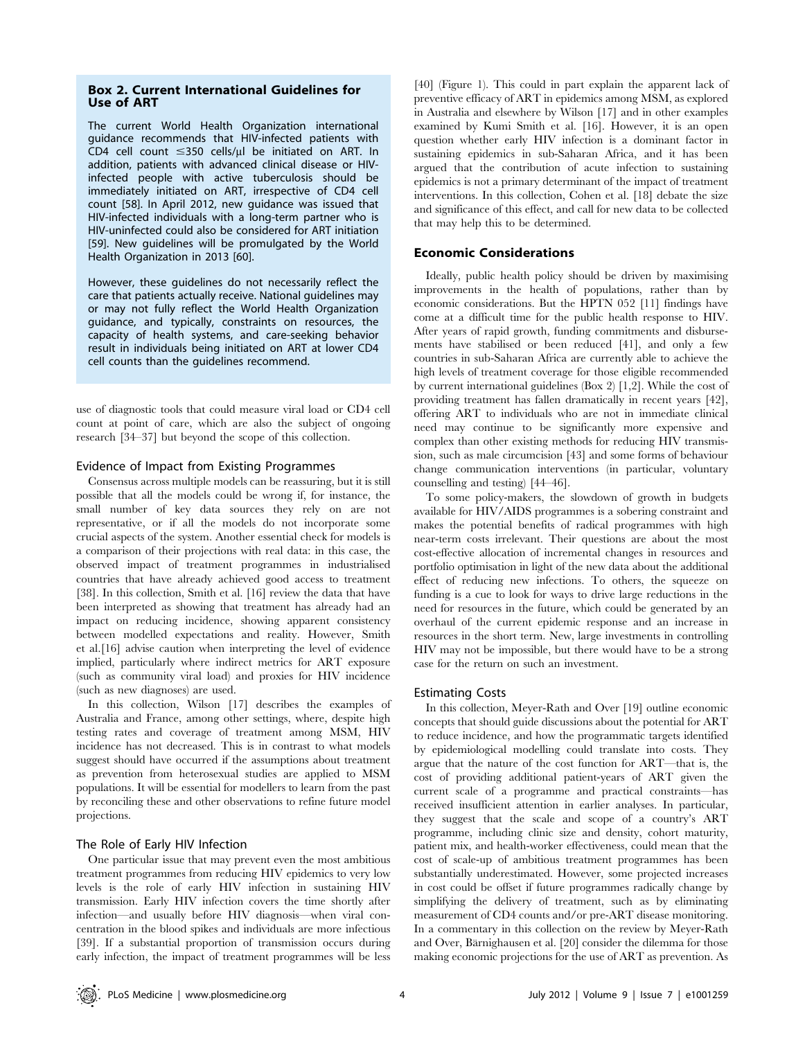### Box 2. Current International Guidelines for Use of ART

The current World Health Organization international guidance recommends that HIV-infected patients with CD4 cell count ≤350 cells/µl be initiated on ART. In addition, patients with advanced clinical disease or HIV-infected people with active tuberculosis should be immediately initiated on ART, irrespective of CD4 cell count [58]. In April 2012, new guidance was issued that HIV-infected individuals with a long-term partner who is HIV-uninfected could also be considered for ART initiation [59]. New guidelines will be promulgated by the World Health Organization in 2013 [60].

However, these guidelines do not necessarily reflect the care that patients actually receive. National guidelines may or may not fully reflect the World Health Organization guidance, and typically, constraints on resources, the capacity of health systems, and care-seeking behavior result in individuals being initiated on ART at lower CD4 cell counts than the guidelines recommend.

use of diagnostic tools that could measure viral load or CD4 cell count at point of care, which are also the subject of ongoing research [34–37] but beyond the scope of this collection.

### Evidence of Impact from Existing Programmes

Consensus across multiple models can be reassuring, but it is still possible that all the models could be wrong if, for instance, the small number of key data sources they rely on are not representative, or if all the models do not incorporate some crucial aspects of the system. Another essential check for models is a comparison of their projections with real data: in this case, the observed impact of treatment programmes in industrialised countries that have already achieved good access to treatment [38]. In this collection, Smith et al. [16] review the data that have been interpreted as showing that treatment has already had an impact on reducing incidence, showing apparent consistency between modelled expectations and reality. However, Smith et al.[16] advise caution when interpreting the level of evidence implied, particularly where indirect metrics for ART exposure (such as community viral load) and proxies for HIV incidence (such as new diagnoses) are used.

In this collection, Wilson [17] describes the examples of Australia and France, among other settings, where, despite high testing rates and coverage of treatment among MSM, HIV incidence has not decreased. This is in contrast to what models suggest should have occurred if the assumptions about treatment as prevention from heterosexual studies are applied to MSM populations. It will be essential for modellers to learn from the past by reconciling these and other observations to refine future model projections.

### The Role of Early HIV Infection

One particular issue that may prevent even the most ambitious treatment programmes from reducing HIV epidemics to very low levels is the role of early HIV infection in sustaining HIV transmission. Early HIV infection covers the time shortly after infection—and usually before HIV diagnosis—when viral concentration in the blood spikes and individuals are more infectious [39]. If a substantial proportion of transmission occurs during early infection, the impact of treatment programmes will be less [40] (Figure 1). This could in part explain the apparent lack of preventive efficacy of ART in epidemics among MSM, as explored in Australia and elsewhere by Wilson [17] and in other examples examined by Kumi Smith et al. [16]. However, it is an open question whether early HIV infection is a dominant factor in sustaining epidemics in sub-Saharan Africa, and it has been argued that the contribution of acute infection to sustaining epidemics is not a primary determinant of the impact of treatment interventions. In this collection, Cohen et al. [18] debate the size and significance of this effect, and call for new data to be collected that may help this to be determined.

## Economic Considerations

Ideally, public health policy should be driven by maximising improvements in the health of populations, rather than by economic considerations. But the HPTN 052 [11] findings have come at a difficult time for the public health response to HIV. After years of rapid growth, funding commitments and disbursements have stabilised or been reduced [41], and only a few countries in sub-Saharan Africa are currently able to achieve the high levels of treatment coverage for those eligible recommended by current international guidelines (Box 2) [1,2]. While the cost of providing treatment has fallen dramatically in recent years [42], offering ART to individuals who are not in immediate clinical need may continue to be significantly more expensive and complex than other existing methods for reducing HIV transmission, such as male circumcision [43] and some forms of behaviour change communication interventions (in particular, voluntary counselling and testing) [44–46].

To some policy-makers, the slowdown of growth in budgets available for HIV/AIDS programmes is a sobering constraint and makes the potential benefits of radical programmes with high near-term costs irrelevant. Their questions are about the most cost-effective allocation of incremental changes in resources and portfolio optimisation in light of the new data about the additional effect of reducing new infections. To others, the squeeze on funding is a cue to look for ways to drive large reductions in the need for resources in the future, which could be generated by an overhaul of the current epidemic response and an increase in resources in the short term. New, large investments in controlling HIV may not be impossible, but there would have to be a strong case for the return on such an investment.

### Estimating Costs

In this collection, Meyer-Rath and Over [19] outline economic concepts that should guide discussions about the potential for ART to reduce incidence, and how the programmatic targets identified by epidemiological modelling could translate into costs. They argue that the nature of the cost function for ART—that is, the cost of providing additional patient-years of ART given the current scale of a programme and practical constraints—has received insufficient attention in earlier analyses. In particular, they suggest that the scale and scope of a country's ART programme, including clinic size and density, cohort maturity, patient mix, and health-worker effectiveness, could mean that the cost of scale-up of ambitious treatment programmes has been substantially underestimated. However, some projected increases in cost could be offset if future programmes radically change by simplifying the delivery of treatment, such as by eliminating measurement of CD4 counts and/or pre-ART disease monitoring. In a commentary in this collection on the review by Meyer-Rath and Over, Bärnighausen et al. [20] consider the dilemma for those making economic projections for the use of ART as prevention. As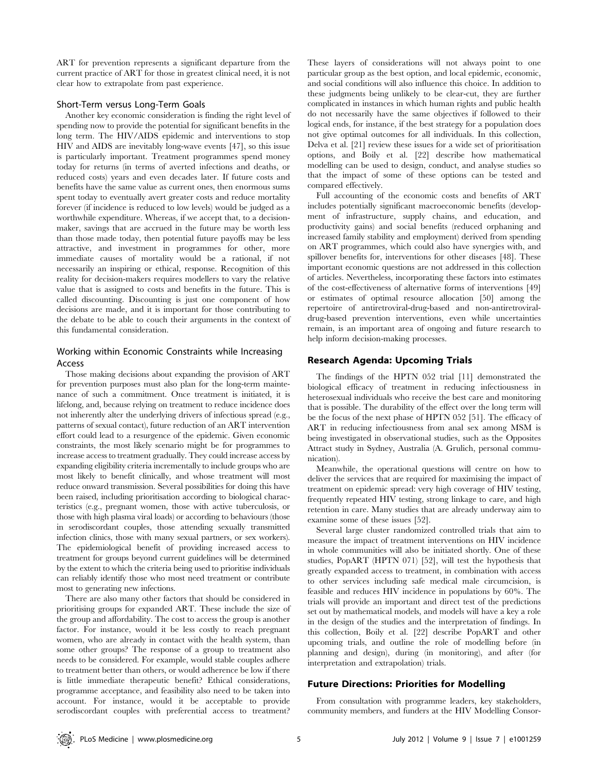ART for prevention represents a significant departure from the current practice of ART for those in greatest clinical need, it is not clear how to extrapolate from past experience.

### Short-Term versus Long-Term Goals

Another key economic consideration is finding the right level of spending now to provide the potential for significant benefits in the long term. The HIV/AIDS epidemic and interventions to stop HIV and AIDS are inevitably long-wave events [47], so this issue is particularly important. Treatment programmes spend money today for returns (in terms of averted infections and deaths, or reduced costs) years and even decades later. If future costs and benefits have the same value as current ones, then enormous sums spent today to eventually avert greater costs and reduce mortality forever (if incidence is reduced to low levels) would be judged as a worthwhile expenditure. Whereas, if we accept that, to a decision-maker, savings that are accrued in the future may be worth less than those made today, then potential future payoffs may be less attractive, and investment in programmes for other, more immediate causes of mortality would be a rational, if not necessarily an inspiring or ethical, response. Recognition of this reality for decision-makers requires modellers to vary the relative value that is assigned to costs and benefits in the future. This is called discounting. Discounting is just one component of how decisions are made, and it is important for those contributing to the debate to be able to couch their arguments in the context of this fundamental consideration.

### Working within Economic Constraints while Increasing Access

Those making decisions about expanding the provision of ART for prevention purposes must also plan for the long-term maintenance of such a commitment. Once treatment is initiated, it is lifelong, and, because relying on treatment to reduce incidence does not inherently alter the underlying drivers of infectious spread (e.g., patterns of sexual contact), future reduction of an ART intervention effort could lead to a resurgence of the epidemic. Given economic constraints, the most likely scenario might be for programmes to increase access to treatment gradually. They could increase access by expanding eligibility criteria incrementally to include groups who are most likely to benefit clinically, and whose treatment will most reduce onward transmission. Several possibilities for doing this have been raised, including prioritisation according to biological characteristics (e.g., pregnant women, those with active tuberculosis, or those with high plasma viral loads) or according to behaviours (those in serodiscordant couples, those attending sexually transmitted infection clinics, those with many sexual partners, or sex workers). The epidemiological benefit of providing increased access to treatment for groups beyond current guidelines will be determined by the extent to which the criteria being used to prioritise individuals can reliably identify those who most need treatment or contribute most to generating new infections.

There are also many other factors that should be considered in prioritising groups for expanded ART. These include the size of the group and affordability. The cost to access the group is another factor. For instance, would it be less costly to reach pregnant women, who are already in contact with the health system, than some other groups? The response of a group to treatment also needs to be considered. For example, would stable couples adhere to treatment better than others, or would adherence be low if there is little immediate therapeutic benefit? Ethical considerations, programme acceptance, and feasibility also need to be taken into account. For instance, would it be acceptable to provide serodiscordant couples with preferential access to treatment? These layers of considerations will not always point to one particular group as the best option, and local epidemic, economic, and social conditions will also influence this choice. In addition to these judgments being unlikely to be clear-cut, they are further complicated in instances in which human rights and public health do not necessarily have the same objectives if followed to their logical ends, for instance, if the best strategy for a population does not give optimal outcomes for all individuals. In this collection, Delva et al. [21] review these issues for a wide set of prioritisation options, and Boily et al. [22] describe how mathematical modelling can be used to design, conduct, and analyse studies so that the impact of some of these options can be tested and compared effectively.

Full accounting of the economic costs and benefits of ART includes potentially significant macroeconomic benefits (development of infrastructure, supply chains, and education, and productivity gains) and social benefits (reduced orphaning and increased family stability and employment) derived from spending on ART programmes, which could also have synergies with, and spillover benefits for, interventions for other diseases [48]. These important economic questions are not addressed in this collection of articles. Nevertheless, incorporating these factors into estimates of the cost-effectiveness of alternative forms of interventions [49] or estimates of optimal resource allocation [50] among the repertoire of antiretroviral-drug-based and non-antiretroviral-drug-based prevention interventions, even while uncertainties remain, is an important area of ongoing and future research to help inform decision-making processes.

## Research Agenda: Upcoming Trials

The findings of the HPTN 052 trial [11] demonstrated the biological efficacy of treatment in reducing infectiousness in heterosexual individuals who receive the best care and monitoring that is possible. The durability of the effect over the long term will be the focus of the next phase of HPTN 052 [51]. The efficacy of ART in reducing infectiousness from anal sex among MSM is being investigated in observational studies, such as the Opposites Attract study in Sydney, Australia (A. Grulich, personal communication).

Meanwhile, the operational questions will centre on how to deliver the services that are required for maximising the impact of treatment on epidemic spread: very high coverage of HIV testing, frequently repeated HIV testing, strong linkage to care, and high retention in care. Many studies that are already underway aim to examine some of these issues [52].

Several large cluster randomized controlled trials that aim to measure the impact of treatment interventions on HIV incidence in whole communities will also be initiated shortly. One of these studies, PopART (HPTN 071) [52], will test the hypothesis that greatly expanded access to treatment, in combination with access to other services including safe medical male circumcision, is feasible and reduces HIV incidence in populations by 60%. The trials will provide an important and direct test of the predictions set out by mathematical models, and models will have a key a role in the design of the studies and the interpretation of findings. In this collection, Boily et al. [22] describe PopART and other upcoming trials, and outline the role of modelling before (in planning and design), during (in monitoring), and after (for interpretation and extrapolation) trials.

## Future Directions: Priorities for Modelling

From consultation with programme leaders, key stakeholders, community members, and funders at the HIV Modelling Consor-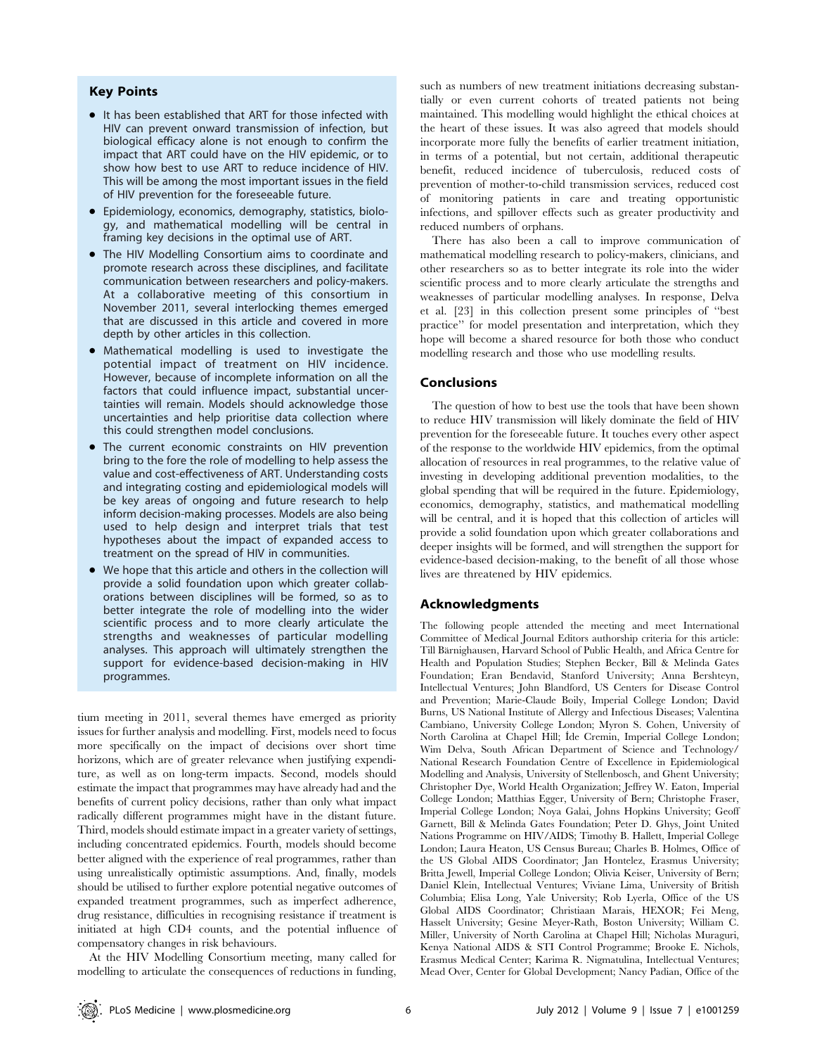### Key Points

- It has been established that ART for those infected with HIV can prevent onward transmission of infection, but biological efficacy alone is not enough to confirm the impact that ART could have on the HIV epidemic, or to show how best to use ART to reduce incidence of HIV. This will be among the most important issues in the field of HIV prevention for the foreseeable future.
- Epidemiology, economics, demography, statistics, biology, and mathematical modelling will be central in framing key decisions in the optimal use of ART.
- The HIV Modelling Consortium aims to coordinate and promote research across these disciplines, and facilitate communication between researchers and policy-makers. At a collaborative meeting of this consortium in November 2011, several interlocking themes emerged that are discussed in this article and covered in more depth by other articles in this collection.
- Mathematical modelling is used to investigate the potential impact of treatment on HIV incidence. However, because of incomplete information on all the factors that could influence impact, substantial uncertainties will remain. Models should acknowledge those uncertainties and help prioritise data collection where this could strengthen model conclusions.
- The current economic constraints on HIV prevention bring to the fore the role of modelling to help assess the value and cost-effectiveness of ART. Understanding costs and integrating costing and epidemiological models will be key areas of ongoing and future research to help inform decision-making processes. Models are also being used to help design and interpret trials that test hypotheses about the impact of expanded access to treatment on the spread of HIV in communities.
- We hope that this article and others in the collection will provide a solid foundation upon which greater collaborations between disciplines will be formed, so as to better integrate the role of modelling into the wider scientific process and to more clearly articulate the strengths and weaknesses of particular modelling analyses. This approach will ultimately strengthen the support for evidence-based decision-making in HIV programmes.

tium meeting in 2011, several themes have emerged as priority issues for further analysis and modelling. First, models need to focus more specifically on the impact of decisions over short time horizons, which are of greater relevance when justifying expenditure, as well as on long-term impacts. Second, models should estimate the impact that programmes may have already had and the benefits of current policy decisions, rather than only what impact radically different programmes might have in the distant future. Third, models should estimate impact in a greater variety of settings, including concentrated epidemics. Fourth, models should become better aligned with the experience of real programmes, rather than using unrealistically optimistic assumptions. And, finally, models should be utilised to further explore potential negative outcomes of expanded treatment programmes, such as imperfect adherence, drug resistance, difficulties in recognising resistance if treatment is initiated at high CD4 counts, and the potential influence of compensatory changes in risk behaviours.

At the HIV Modelling Consortium meeting, many called for modelling to articulate the consequences of reductions in funding, such as numbers of new treatment initiations decreasing substantially or even current cohorts of treated patients not being maintained. This modelling would highlight the ethical choices at the heart of these issues. It was also agreed that models should incorporate more fully the benefits of earlier treatment initiation, in terms of a potential, but not certain, additional therapeutic benefit, reduced incidence of tuberculosis, reduced costs of prevention of mother-to-child transmission services, reduced cost of monitoring patients in care and treating opportunistic infections, and spillover effects such as greater productivity and reduced numbers of orphans.

There has also been a call to improve communication of mathematical modelling research to policy-makers, clinicians, and other researchers so as to better integrate its role into the wider scientific process and to more clearly articulate the strengths and weaknesses of particular modelling analyses. In response, Delva et al. [23] in this collection present some principles of "best practice" for model presentation and interpretation, which they hope will become a shared resource for both those who conduct modelling research and those who use modelling results.

## Conclusions

The question of how to best use the tools that have been shown to reduce HIV transmission will likely dominate the field of HIV prevention for the foreseeable future. It touches every other aspect of the response to the worldwide HIV epidemics, from the optimal allocation of resources in real programmes, to the relative value of investing in developing additional prevention modalities, to the global spending that will be required in the future. Epidemiology, economics, demography, statistics, and mathematical modelling will be central, and it is hoped that this collection of articles will provide a solid foundation upon which greater collaborations and deeper insights will be formed, and will strengthen the support for evidence-based decision-making, to the benefit of all those whose lives are threatened by HIV epidemics.

## Acknowledgments

The following people attended the meeting and meet International Committee of Medical Journal Editors authorship criteria for this article: Till Bärnighausen, Harvard School of Public Health, and Africa Centre for Health and Population Studies; Stephen Becker, Bill & Melinda Gates Foundation; Eran Bendavid, Stanford University; Anna Bershteyn, Intellectual Ventures; John Blandford, US Centers for Disease Control and Prevention; Marie-Claude Boily, Imperial College London; David Burns, US National Institute of Allergy and Infectious Diseases; Valentina Cambiano, University College London; Myron S. Cohen, University of North Carolina at Chapel Hill; Íde Cremin, Imperial College London; Wim Delva, South African Department of Science and Technology/ National Research Foundation Centre of Excellence in Epidemiological Modelling and Analysis, University of Stellenbosch, and Ghent University; Christopher Dye, World Health Organization; Jeffrey W. Eaton, Imperial College London; Matthias Egger, University of Bern; Christophe Fraser, Imperial College London; Noya Galai, Johns Hopkins University; Geoff Garnett, Bill & Melinda Gates Foundation; Peter D. Ghys, Joint United Nations Programme on HIV/AIDS; Timothy B. Hallett, Imperial College London; Laura Heaton, US Census Bureau; Charles B. Holmes, Office of the US Global AIDS Coordinator; Jan Hontelez, Erasmus University; Britta Jewell, Imperial College London; Olivia Keiser, University of Bern; Daniel Klein, Intellectual Ventures; Viviane Lima, University of British Columbia; Elisa Long, Yale University; Rob Lyerla, Office of the US Global AIDS Coordinator; Christiaan Marais, HEXOR; Fei Meng, Hasselt University; Gesine Meyer-Rath, Boston University; William C. Miller, University of North Carolina at Chapel Hill; Nicholas Muraguri, Kenya National AIDS & STI Control Programme; Brooke E. Nichols, Erasmus Medical Center; Karima R. Nigmatulina, Intellectual Ventures; Mead Over, Center for Global Development; Nancy Padian, Office of the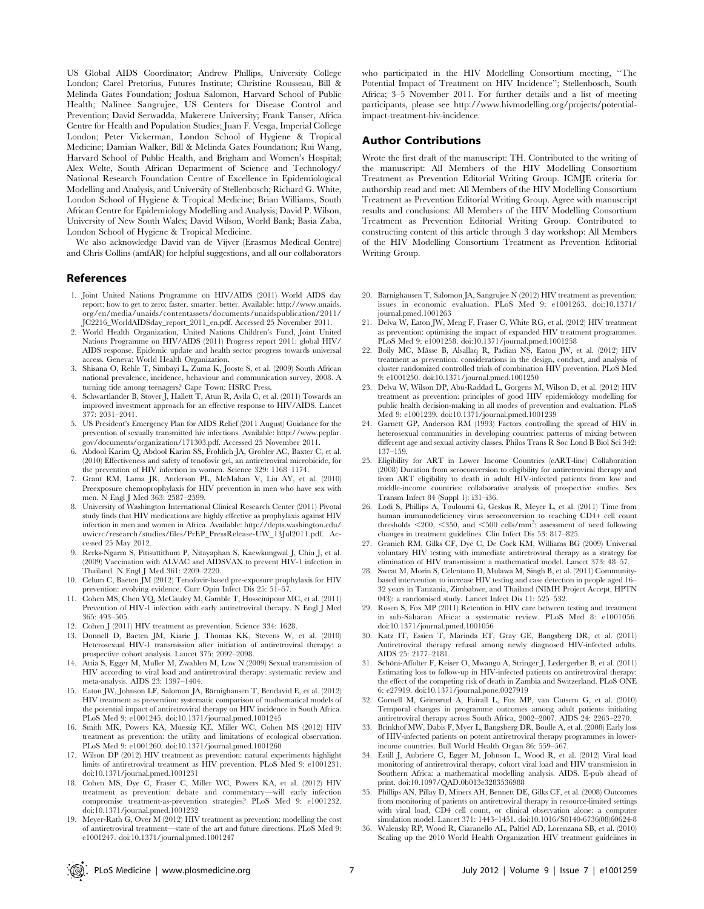US Global AIDS Coordinator; Andrew Phillips, University College London; Carel Pretorius, Futures Institute; Christine Rousseau, Bill & Melinda Gates Foundation; Joshua Salomon, Harvard School of Public Health; Nalinee Sangrujee, US Centers for Disease Control and Prevention; David Serwadda, Makerere University; Frank Tanser, Africa Centre for Health and Population Studies; Juan F. Vesga, Imperial College London; Peter Vickerman, London School of Hygiene & Tropical Medicine; Damian Walker, Bill & Melinda Gates Foundation; Rui Wang, Harvard School of Public Health, and Brigham and Women's Hospital; Alex Welte, South African Department of Science and Technology/ National Research Foundation Centre of Excellence in Epidemiological Modelling and Analysis, and University of Stellenbosch; Richard G. White, London School of Hygiene & Tropical Medicine; Brian Williams, South African Centre for Epidemiology Modelling and Analysis; David P. Wilson, University of New South Wales; David Wilson, World Bank; Basia Zaba, London School of Hygiene & Tropical Medicine.

We also acknowledge David van de Vijver (Erasmus Medical Centre) and Chris Collins (amfAR) for helpful suggestions, and all our collaborators who participated in the HIV Modelling Consortium meeting, "The Potential Impact of Treatment on HIV Incidence"; Stellenbosch, South Africa; 3–5 November 2011. For further details and a list of meeting participants, please see http://www.hivmodelling.org/projects/potential-impact-treatment-hiv-incidence.

## Author Contributions

Wrote the first draft of the manuscript: TH. Contributed to the writing of the manuscript: All Members of the HIV Modelling Consortium Treatment as Prevention Editorial Writing Group. ICMJE criteria for authorship read and met: All Members of the HIV Modelling Consortium Treatment as Prevention Editorial Writing Group. Agree with manuscript results and conclusions: All Members of the HIV Modelling Consortium Treatment as Prevention Editorial Writing Group. Contributed to constructing content of this article through 3 day workshop: All Members of the HIV Modelling Consortium Treatment as Prevention Editorial Writing Group.

## References

1. Joint United Nations Programme on HIV/AIDS (2011) World AIDS day report: how to get to zero: faster. smarter. better. Available: http://www.unaids.org/en/media/unaids/contentassets/documents/unaidspublication/2011/JC2216_WorldAIDSday_report_2011_en.pdf. Accessed 25 November 2011.
2. World Health Organization, United Nations Children's Fund, Joint United Nations Programme on HIV/AIDS (2011) Progress report 2011: global HIV/AIDS response. Epidemic update and health sector progress towards universal access. Geneva: World Health Organization.
3. Shisana O, Rehle T, Simbayi L, Zuma K, Jooste S, et al. (2009) South African national prevalence, incidence, behaviour and communication survey, 2008. A turning tide among teenagers? Cape Town: HSRC Press.
4. Schwartlander B, Stover J, Hallett T, Atun R, Avila C, et al. (2011) Towards an improved investment approach for an effective response to HIV/AIDS. Lancet 377: 2031–2041.
5. US President's Emergency Plan for AIDS Relief (2011 August) Guidance for the prevention of sexually transmitted hiv infections. Available: http://www.pepfar.gov/documents/organization/171303.pdf. Accessed 25 November 2011.
6. Abdool Karim Q, Abdool Karim SS, Frohlich JA, Grobler AC, Baxter C, et al. (2010) Effectiveness and safety of tenofovir gel, an antiretroviral microbicide, for the prevention of HIV infection in women. Science 329: 1168–1174.
7. Grant RM, Lama JR, Anderson PL, McMahan V, Liu AY, et al. (2010) Preexposure chemoprophylaxis for HIV prevention in men who have sex with men. N Engl J Med 363: 2587–2599.
8. University of Washington International Clinical Research Center (2011) Pivotal study finds that HIV medications are highly effective as prophylaxis against HIV infection in men and women in Africa. Available: http://depts.washington.edu/uwicrc/research/studies/files/PrEP_PressRelease-UW_13Jul2011.pdf. Accessed 25 May 2012.
9. Rerks-Ngarm S, Pitisuttithum P, Nitayaphan S, Kaewkungwal J, Chiu J, et al. (2009) Vaccination with ALVAC and AIDSVAX to prevent HIV-1 infection in Thailand. N Engl J Med 361: 2209–2220.
10. Celum C, Baeten JM (2012) Tenofovir-based pre-exposure prophylaxis for HIV prevention: evolving evidence. Curr Opin Infect Dis 25: 51–57.
11. Cohen MS, Chen YQ, McCauley M, Gamble T, Hosseinipour MC, et al. (2011) Prevention of HIV-1 infection with early antiretroviral therapy. N Engl J Med 365: 493–505.
12. Cohen J (2011) HIV treatment as prevention. Science 334: 1628.
13. Donnell D, Baeten JM, Kiarie J, Thomas KK, Stevens W, et al. (2010) Heterosexual HIV-1 transmission after initiation of antiretroviral therapy: a prospective cohort analysis. Lancet 375: 2092–2098.
14. Attia S, Egger M, Muller M, Zwahlen M, Low N (2009) Sexual transmission of HIV according to viral load and antiretroviral therapy: systematic review and meta-analysis. AIDS 23: 1397–1404.
15. Eaton JW, Johnson LF, Salomon JA, Bärnighausen T, Bendavid E, et al. (2012) HIV treatment as prevention: systematic comparison of mathematical models of the potential impact of antiretroviral therapy on HIV incidence in South Africa. PLoS Med 9: e1001245. doi:10.1371/journal.pmed.1001245
16. Smith MK, Powers KA, Muessig KE, Miller WC, Cohen MS (2012) HIV treatment as prevention: the utility and limitations of ecological observation. PLoS Med 9: e1001260. doi:10.1371/journal.pmed.1001260
17. Wilson DP (2012) HIV treatment as prevention: natural experiments highlight limits of antiretroviral treatment as HIV prevention. PLoS Med 9: e1001231. doi:10.1371/journal.pmed.1001231
18. Cohen MS, Dye C, Fraser C, Miller WC, Powers KA, et al. (2012) HIV treatment as prevention: debate and commentary—will early infection compromise treatment-as-prevention strategies? PLoS Med 9: e1001232. doi:10.1371/journal.pmed.1001232
19. Meyer-Rath G, Over M (2012) HIV treatment as prevention: modelling the cost of antiretroviral treatment—state of the art and future directions. PLoS Med 9: e1001247. doi:10.1371/journal.pmed.1001247
20. Bärnighausen T, Salomon JA, Sangrujee N (2012) HIV treatment as prevention: issues in economic evaluation. PLoS Med 9: e1001263. doi:10.1371/journal.pmed.1001263
21. Delva W, Eaton JW, Meng F, Fraser C, White RG, et al. (2012) HIV treatment as prevention: optimising the impact of expanded HIV treatment programmes. PLoS Med 9: e1001258. doi:10.1371/journal.pmed.1001258
22. Boily MC, Mâsse B, Alsallaq R, Padian NS, Eaton JW, et al. (2012) HIV treatment as prevention: considerations in the design, conduct, and analysis of cluster randomized controlled trials of combination HIV prevention. PLoS Med 9: e1001250. doi:10.1371/journal.pmed.1001250
23. Delva W, Wilson DP, Abu-Raddad L, Gorgens M, Wilson D, et al. (2012) HIV treatment as prevention: principles of good HIV epidemiology modelling for public health decision-making in all modes of prevention and evaluation. PLoS Med 9: e1001239. doi:10.1371/journal.pmed.1001239
24. Garnett GP, Anderson RM (1993) Factors controlling the spread of HIV in heterosexual communities in developing countries: patterns of mixing between different age and sexual activity classes. Philos Trans R Soc Lond B Biol Sci 342: 137–159.
25. Eligibility for ART in Lower Income Countries (eART-linc) Collaboration (2008) Duration from seroconversion to eligibility for antiretroviral therapy and from ART eligibility to death in adult HIV-infected patients from low and middle-income countries: collaborative analysis of prospective studies. Sex Transm Infect 84 (Suppl 1): i31–i36.
26. Lodi S, Phillips A, Touloumi G, Geskus R, Meyer L, et al. (2011) Time from human immunodeficiency virus seroconversion to reaching CD4+ cell count thresholds <200, <350, and <500 cells/mm$^3$: assessment of need following changes in treatment guidelines. Clin Infect Dis 53: 817–825.
27. Granich RM, Gilks CF, Dye C, De Cock KM, Williams BG (2009) Universal voluntary HIV testing with immediate antiretroviral therapy as a strategy for elimination of HIV transmission: a mathematical model. Lancet 373: 48–57.
28. Sweat M, Morin S, Celentano D, Mulawa M, Singh B, et al. (2011) Community-based intervention to increase HIV testing and case detection in people aged 16–32 years in Tanzania, Zimbabwe, and Thailand (NIMH Project Accept, HPTN 043): a randomised study. Lancet Infect Dis 11: 525–532.
29. Rosen S, Fox MP (2011) Retention in HIV care between testing and treatment in sub-Saharan Africa: a systematic review. PLoS Med 8: e1001056. doi:10.1371/journal.pmed.1001056
30. Katz IT, Essien T, Marinda ET, Gray GE, Bangsberg DR, et al. (2011) Antiretroviral therapy refusal among newly diagnosed HIV-infected adults. AIDS 25: 2177–2181.
31. Schöni-Affolter F, Keiser O, Mwango A, Stringer J, Ledergerber B, et al. (2011) Estimating loss to follow-up in HIV-infected patients on antiretroviral therapy: the effect of the competing risk of death in Zambia and Switzerland. PLoS ONE 6: e27919. doi:10.1371/journal.pone.0027919
32. Cornell M, Grimsrud A, Fairall L, Fox MP, van Cutsem G, et al. (2010) Temporal changes in programme outcomes among adult patients initiating antiretroviral therapy across South Africa, 2002–2007. AIDS 24: 2263–2270.
33. Brinkhof MW, Dabis F, Myer L, Bangsberg DR, Boulle A, et al. (2008) Early loss of HIV-infected patients on potent antiretroviral therapy programmes in lower-income countries. Bull World Health Organ 86: 559–567.
34. Estill J, Aubriere C, Egger M, Johnson L, Wood R, et al. (2012) Viral load monitoring of antiretroviral therapy, cohort viral load and HIV transmission in Southern Africa: a mathematical modelling analysis. AIDS. E-pub ahead of print. doi:10.1097/QAD.0b013e3283536988
35. Phillips AN, Pillay D, Miners AH, Bennett DE, Gilks CF, et al. (2008) Outcomes from monitoring of patients on antiretroviral therapy in resource-limited settings with viral load, CD4 cell count, or clinical observation alone: a computer simulation model. Lancet 371: 1443–1451. doi:10.1016/S0140-6736(08)60624-8
36. Walensky RP, Wood R, Ciaranello AL, Paltiel AD, Lorenzana SB, et al. (2010) Scaling up the 2010 World Health Organization HIV treatment guidelines in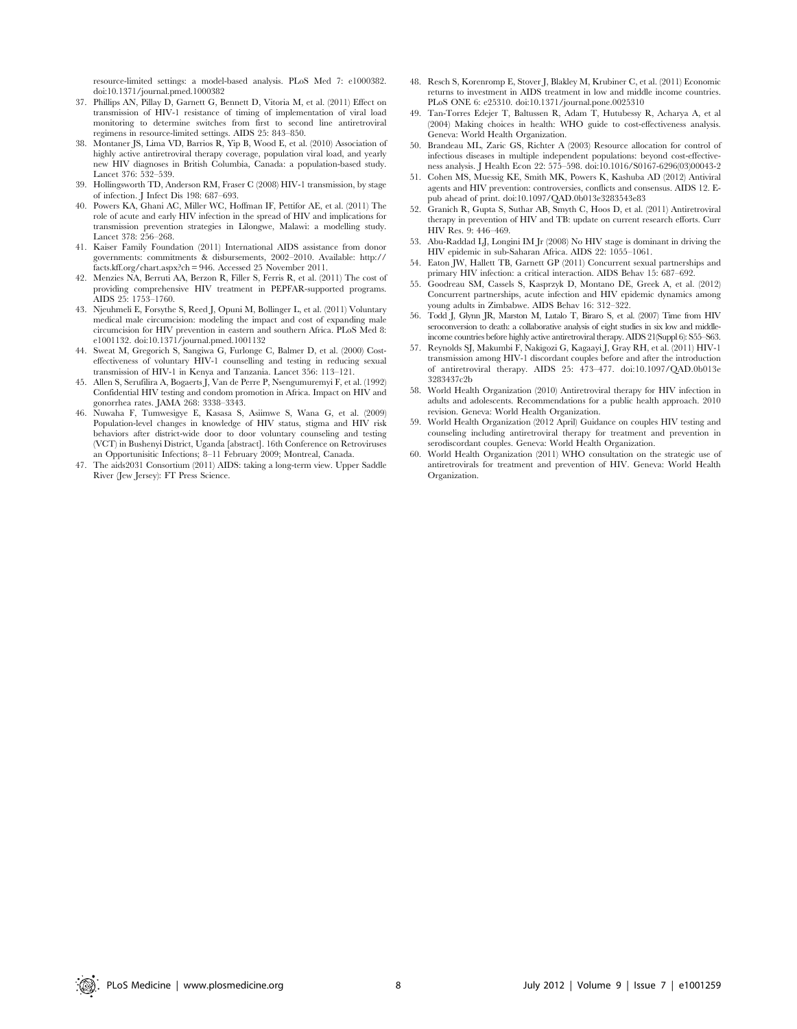resource-limited settings: a model-based analysis. PLoS Med 7: e1000382. doi:10.1371/journal.pmed.1000382

37. Phillips AN, Pillay D, Garnett G, Bennett D, Vitoria M, et al. (2011) Effect on transmission of HIV-1 resistance of timing of implementation of viral load monitoring to determine switches from first to second line antiretroviral regimens in resource-limited settings. AIDS 25: 843–850.
38. Montaner JS, Lima VD, Barrios R, Yip B, Wood E, et al. (2010) Association of highly active antiretroviral therapy coverage, population viral load, and yearly new HIV diagnoses in British Columbia, Canada: a population-based study. Lancet 376: 532–539.
39. Hollingsworth TD, Anderson RM, Fraser C (2008) HIV-1 transmission, by stage of infection. J Infect Dis 198: 687–693.
40. Powers KA, Ghani AC, Miller WC, Hoffman IF, Pettifor AE, et al. (2011) The role of acute and early HIV infection in the spread of HIV and implications for transmission prevention strategies in Lilongwe, Malawi: a modelling study. Lancet 378: 256–268.
41. Kaiser Family Foundation (2011) International AIDS assistance from donor governments: commitments & disbursements, 2002–2010. Available: http://facts.kff.org/chart.aspx?ch=946. Accessed 25 November 2011.
42. Menzies NA, Berruti AA, Berzon R, Filler S, Ferris R, et al. (2011) The cost of providing comprehensive HIV treatment in PEPFAR-supported programs. AIDS 25: 1753–1760.
43. Njeuhmeli E, Forsythe S, Reed J, Opuni M, Bollinger L, et al. (2011) Voluntary medical male circumcision: modeling the impact and cost of expanding male circumcision for HIV prevention in eastern and southern Africa. PLoS Med 8: e1001132. doi:10.1371/journal.pmed.1001132
44. Sweat M, Gregorich S, Sangiwa G, Furlonge C, Balmer D, et al. (2000) Cost-effectiveness of voluntary HIV-1 counselling and testing in reducing sexual transmission of HIV-1 in Kenya and Tanzania. Lancet 356: 113–121.
45. Allen S, Serufilira A, Bogaerts J, Van de Perre P, Nsengumuremyi F, et al. (1992) Confidential HIV testing and condom promotion in Africa. Impact on HIV and gonorrhea rates. JAMA 268: 3338–3343.
46. Nuwaha F, Tumwesigye E, Kasasa S, Asiimwe S, Wana G, et al. (2009) Population-level changes in knowledge of HIV status, stigma and HIV risk behaviors after district-wide door to door voluntary counseling and testing (VCT) in Bushenyi District, Uganda [abstract]. 16th Conference on Retroviruses an Opportunisitic Infections; 8–11 February 2009; Montreal, Canada.
47. The aids2031 Consortium (2011) AIDS: taking a long-term view. Upper Saddle River (Jew Jersey): FT Press Science.
48. Resch S, Korenromp E, Stover J, Blakley M, Krubiner C, et al. (2011) Economic returns to investment in AIDS treatment in low and middle income countries. PLoS ONE 6: e25310. doi:10.1371/journal.pone.0025310
49. Tan-Torres Edejer T, Baltussen R, Adam T, Hutubessy R, Acharya A, et al (2004) Making choices in health: WHO guide to cost-effectiveness analysis. Geneva: World Health Organization.
50. Brandeau ML, Zaric GS, Richter A (2003) Resource allocation for control of infectious diseases in multiple independent populations: beyond cost-effectiveness analysis. J Health Econ 22: 575–598. doi:10.1016/S0167-6296(03)00043-2
51. Cohen MS, Muessig KE, Smith MK, Powers K, Kashuba AD (2012) Antiviral agents and HIV prevention: controversies, conflicts and consensus. AIDS 12. E-pub ahead of print. doi:10.1097/QAD.0b013e3283543e83
52. Granich R, Gupta S, Suthar AB, Smyth C, Hoos D, et al. (2011) Antiretroviral therapy in prevention of HIV and TB: update on current research efforts. Curr HIV Res. 9: 446–469.
53. Abu-Raddad LJ, Longini IM Jr (2008) No HIV stage is dominant in driving the HIV epidemic in sub-Saharan Africa. AIDS 22: 1055–1061.
54. Eaton JW, Hallett TB, Garnett GP (2011) Concurrent sexual partnerships and primary HIV infection: a critical interaction. AIDS Behav 15: 687–692.
55. Goodreau SM, Cassels S, Kasprzyk D, Montano DE, Greek A, et al. (2012) Concurrent partnerships, acute infection and HIV epidemic dynamics among young adults in Zimbabwe. AIDS Behav 16: 312–322.
56. Todd J, Glynn JR, Marston M, Lutalo T, Biraro S, et al. (2007) Time from HIV seroconversion to death: a collaborative analysis of eight studies in six low and middle-income countries before highly active antiretroviral therapy. AIDS 21(Suppl 6): S55–S63.
57. Reynolds SJ, Makumbi F, Nakigozi G, Kagaayi J, Gray RH, et al. (2011) HIV-1 transmission among HIV-1 discordant couples before and after the introduction of antiretroviral therapy. AIDS 25: 473–477. doi:10.1097/QAD.0b013e3283437c2b
58. World Health Organization (2010) Antiretroviral therapy for HIV infection in adults and adolescents. Recommendations for a public health approach. 2010 revision. Geneva: World Health Organization.
59. World Health Organization (2012 April) Guidance on couples HIV testing and counseling including antiretroviral therapy for treatment and prevention in serodiscordant couples. Geneva: World Health Organization.
60. World Health Organization (2011) WHO consultation on the strategic use of antiretrovirals for treatment and prevention of HIV. Geneva: World Health Organization.